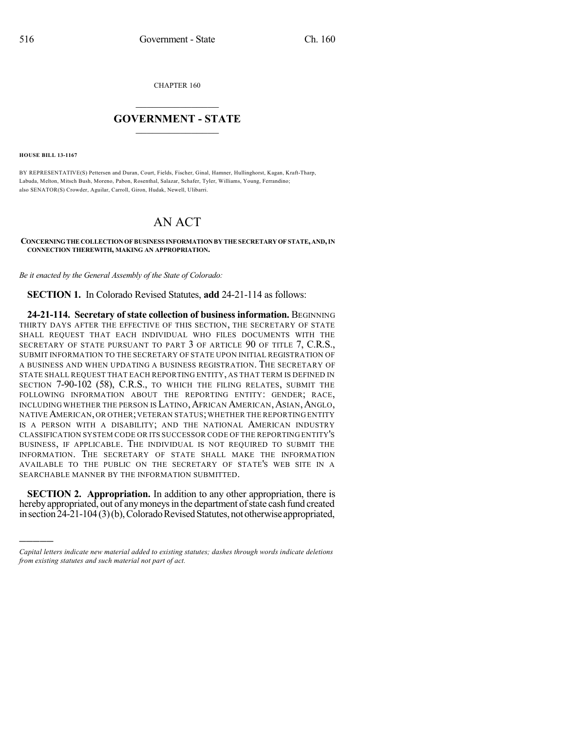CHAPTER 160

# GOVERNMENT - STATE

**HOUSE BILL 13-1167**

BY REPRESENTATIVE(S) Pettersen and Duran, Court, Fields, Fischer, Ginal, Hamner, Hullinghorst, Kagan, Kraft-Tharp, Labuda, Melton, Mitsch Bush, Moreno, Pabon, Rosenthal, Salazar, Schafer, Tyler, Williams, Young, Ferrandino; also SENATOR(S) Crowder, Aguilar, Carroll, Giron, Hudak, Newell, Ulibarri.

# AN ACT

**CONCERNING THE COLLECTION OF BUSINESS INFORMATION BY THE SECRETARY OF STATE, AND, IN CONNECTION THEREWITH, MAKING AN APPROPRIATION.**

*Be it enacted by the General Assembly of the State of Colorado:*

**SECTION 1.** In Colorado Revised Statutes, **add** 24-21-114 as follows:

**24-21-114. Secretary of state collection of business information.** BEGINNING THIRTY DAYS AFTER THE EFFECTIVE OF THIS SECTION, THE SECRETARY OF STATE SHALL REQUEST THAT EACH INDIVIDUAL WHO FILES DOCUMENTS WITH THE SECRETARY OF STATE PURSUANT TO PART 3 OF ARTICLE 90 OF TITLE 7, C.R.S., SUBMIT INFORMATION TO THE SECRETARY OF STATE UPON INITIAL REGISTRATION OF A BUSINESS AND WHEN UPDATING A BUSINESS REGISTRATION. THE SECRETARY OF STATE SHALL REQUEST THAT EACH REPORTING ENTITY, AS THAT TERM IS DEFINED IN SECTION 7-90-102 (58), C.R.S., TO WHICH THE FILING RELATES, SUBMIT THE FOLLOWING INFORMATION ABOUT THE REPORTING ENTITY: GENDER; RACE, INCLUDING WHETHER THE PERSON IS LATINO, AFRICAN AMERICAN, ASIAN, ANGLO, NATIVE AMERICAN, OR OTHER; VETERAN STATUS; WHETHER THE REPORTING ENTITY IS A PERSON WITH A DISABILITY; AND THE NATIONAL AMERICAN INDUSTRY CLASSIFICATION SYSTEM CODE OR ITS SUCCESSOR CODE OF THE REPORTING ENTITY'S BUSINESS, IF APPLICABLE. THE INDIVIDUAL IS NOT REQUIRED TO SUBMIT THE INFORMATION. THE SECRETARY OF STATE SHALL MAKE THE INFORMATION AVAILABLE TO THE PUBLIC ON THE SECRETARY OF STATE'S WEB SITE IN A SEARCHABLE MANNER BY THE INFORMATION SUBMITTED.

**SECTION 2. Appropriation.** In addition to any other appropriation, there is hereby appropriated, out of any moneys in the department of state cash fund created in section 24-21-104 (3) (b), Colorado Revised Statutes, not otherwise appropriated,

---

*Capital letters indicate new material added to existing statutes; dashes through words indicate deletions from existing statutes and such material not part of act.*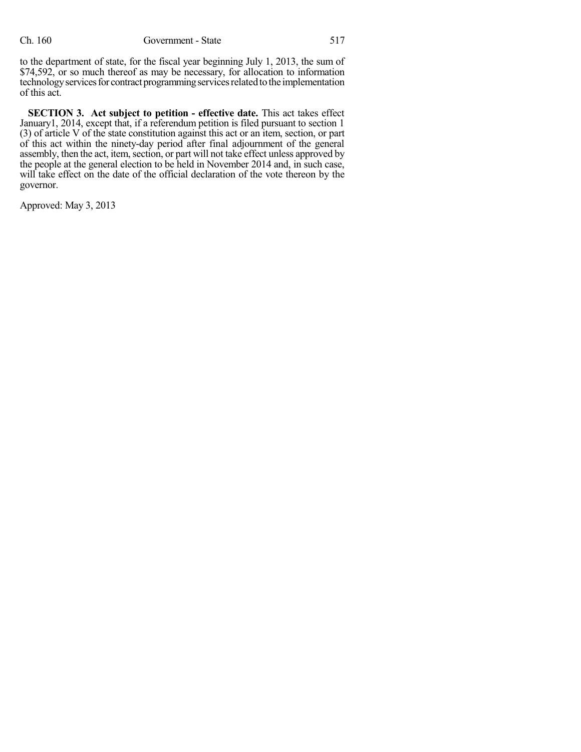to the department of state, for the fiscal year beginning July 1, 2013, the sum of $74,592, or so much thereof as may be necessary, for allocation to information technology services for contract programming services related to the implementation of this act.

**SECTION 3. Act subject to petition - effective date.** This act takes effect January1, 2014, except that, if a referendum petition is filed pursuant to section 1 (3) of article V of the state constitution against this act or an item, section, or part of this act within the ninety-day period after final adjournment of the general assembly, then the act, item, section, or part will not take effect unless approved by the people at the general election to be held in November 2014 and, in such case, will take effect on the date of the official declaration of the vote thereon by the governor.

Approved: May 3, 2013